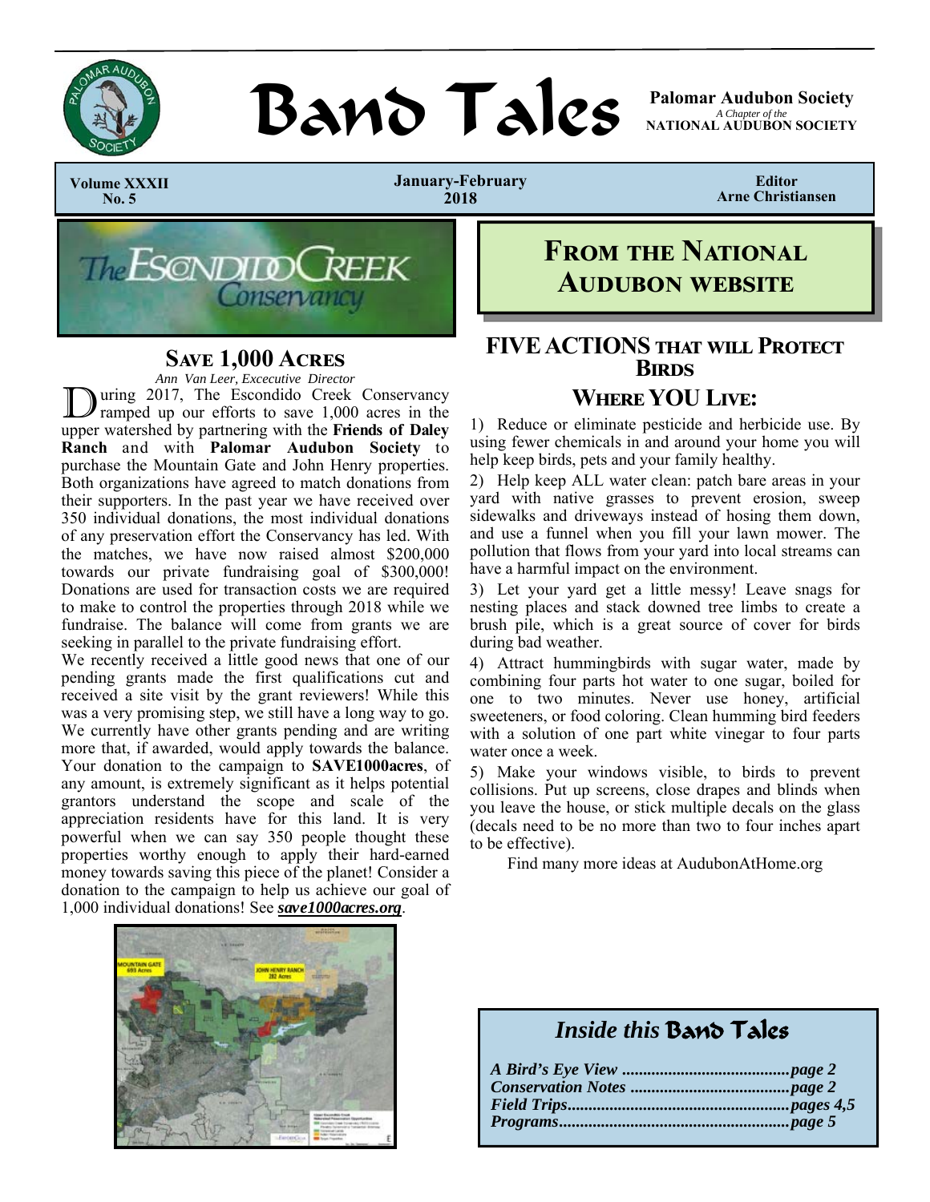# Band Tales

**Palomar Audubon Society**
*A Chapter of the*
**NATIONAL AUDUBON SOCIETY**

**Volume XXXII No. 5** | **January-February 2018** | **Editor Arne Christiansen**

## Save 1,000 Acres

*Ann Van Leer, Excecutive Director*

During 2017, The Escondido Creek Conservancy ramped up our efforts to save 1,000 acres in the upper watershed by partnering with the **Friends of Daley Ranch** and with **Palomar Audubon Society** to purchase the Mountain Gate and John Henry properties. Both organizations have agreed to match donations from their supporters. In the past year we have received over 350 individual donations, the most individual donations of any preservation effort the Conservancy has led. With the matches, we have now raised almost $200,000 towards our private fundraising goal of $300,000! Donations are used for transaction costs we are required to make to control the properties through 2018 while we fundraise. The balance will come from grants we are seeking in parallel to the private fundraising effort.

We recently received a little good news that one of our pending grants made the first qualifications cut and received a site visit by the grant reviewers! While this was a very promising step, we still have a long way to go. We currently have other grants pending and are writing more that, if awarded, would apply towards the balance. Your donation to the campaign to **SAVE1000acres**, of any amount, is extremely significant as it helps potential grantors understand the scope and scale of the appreciation residents have for this land. It is very powerful when we can say 350 people thought these properties worthy enough to apply their hard-earned money towards saving this piece of the planet! Consider a donation to the campaign to help us achieve our goal of 1,000 individual donations! See ***save1000acres.org***.

## From the National Audubon Website

### FIVE ACTIONS that will Protect Birds Where YOU Live:

1) Reduce or eliminate pesticide and herbicide use. By using fewer chemicals in and around your home you will help keep birds, pets and your family healthy.

2) Help keep ALL water clean: patch bare areas in your yard with native grasses to prevent erosion, sweep sidewalks and driveways instead of hosing them down, and use a funnel when you fill your lawn mower. The pollution that flows from your yard into local streams can have a harmful impact on the environment.

3) Let your yard get a little messy! Leave snags for nesting places and stack downed tree limbs to create a brush pile, which is a great source of cover for birds during bad weather.

4) Attract hummingbirds with sugar water, made by combining four parts hot water to one sugar, boiled for one to two minutes. Never use honey, artificial sweeteners, or food coloring. Clean humming bird feeders with a solution of one part white vinegar to four parts water once a week.

5) Make your windows visible, to birds to prevent collisions. Put up screens, close drapes and blinds when you leave the house, or stick multiple decals on the glass (decals need to be no more than two to four inches apart to be effective).

Find many more ideas at AudubonAtHome.org

### *Inside this* Band Tales

*A Bird's Eye View ....................................... page 2*
*Conservation Notes ..................................... page 2*
*Field Trips.................................................... pages 4,5*
*Programs...................................................... page 5*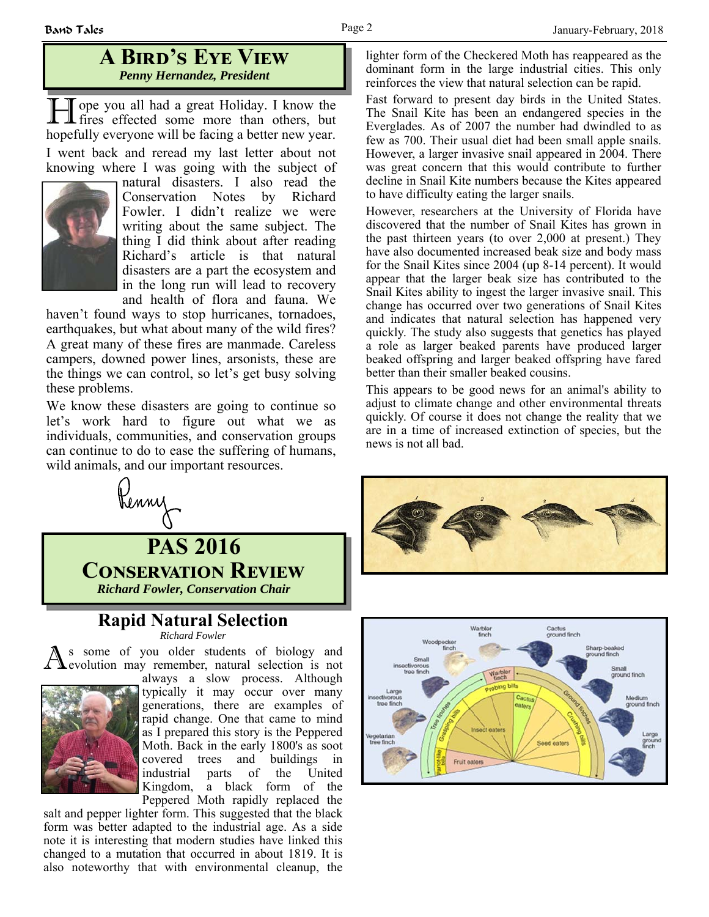## A Bird's Eye View

*Penny Hernandez, President*

Hope you all had a great Holiday. I know the fires effected some more than others, but hopefully everyone will be facing a better new year.

I went back and reread my last letter about not knowing where I was going with the subject of natural disasters. I also read the Conservation Notes by Richard Fowler. I didn't realize we were writing about the same subject. The thing I did think about after reading Richard's article is that natural disasters are a part the ecosystem and in the long run will lead to recovery and health of flora and fauna. We haven't found ways to stop hurricanes, tornadoes, earthquakes, but what about many of the wild fires? A great many of these fires are manmade. Careless campers, downed power lines, arsonists, these are the things we can control, so let's get busy solving these problems.

We know these disasters are going to continue so let's work hard to figure out what we as individuals, communities, and conservation groups can continue to do to ease the suffering of humans, wild animals, and our important resources.

Penny

## PAS 2016 Conservation Review

*Richard Fowler, Conservation Chair*

### Rapid Natural Selection

*Richard Fowler*

As some of you older students of biology and evolution may remember, natural selection is not always a slow process. Although typically it may occur over many generations, there are examples of rapid change. One that came to mind as I prepared this story is the Peppered Moth. Back in the early 1800's as soot covered trees and buildings in industrial parts of the United Kingdom, a black form of the Peppered Moth rapidly replaced the salt and pepper lighter form. This suggested that the black form was better adapted to the industrial age. As a side note it is interesting that modern studies have linked this changed to a mutation that occurred in about 1819. It is also noteworthy that with environmental cleanup, the lighter form of the Checkered Moth has reappeared as the dominant form in the large industrial cities. This only reinforces the view that natural selection can be rapid.

Fast forward to present day birds in the United States. The Snail Kite has been an endangered species in the Everglades. As of 2007 the number had dwindled to as few as 700. Their usual diet had been small apple snails. However, a larger invasive snail appeared in 2004. There was great concern that this would contribute to further decline in Snail Kite numbers because the Kites appeared to have difficulty eating the larger snails.

However, researchers at the University of Florida have discovered that the number of Snail Kites has grown in the past thirteen years (to over 2,000 at present.) They have also documented increased beak size and body mass for the Snail Kites since 2004 (up 8-14 percent). It would appear that the larger beak size has contributed to the Snail Kites ability to ingest the larger invasive snail. This change has occurred over two generations of Snail Kites and indicates that natural selection has happened very quickly. The study also suggests that genetics has played a role as larger beaked parents have produced larger beaked offspring and larger beaked offspring have fared better than their smaller beaked cousins.

This appears to be good news for an animal's ability to adjust to climate change and other environmental threats quickly. Of course it does not change the reality that we are in a time of increased extinction of species, but the news is not all bad.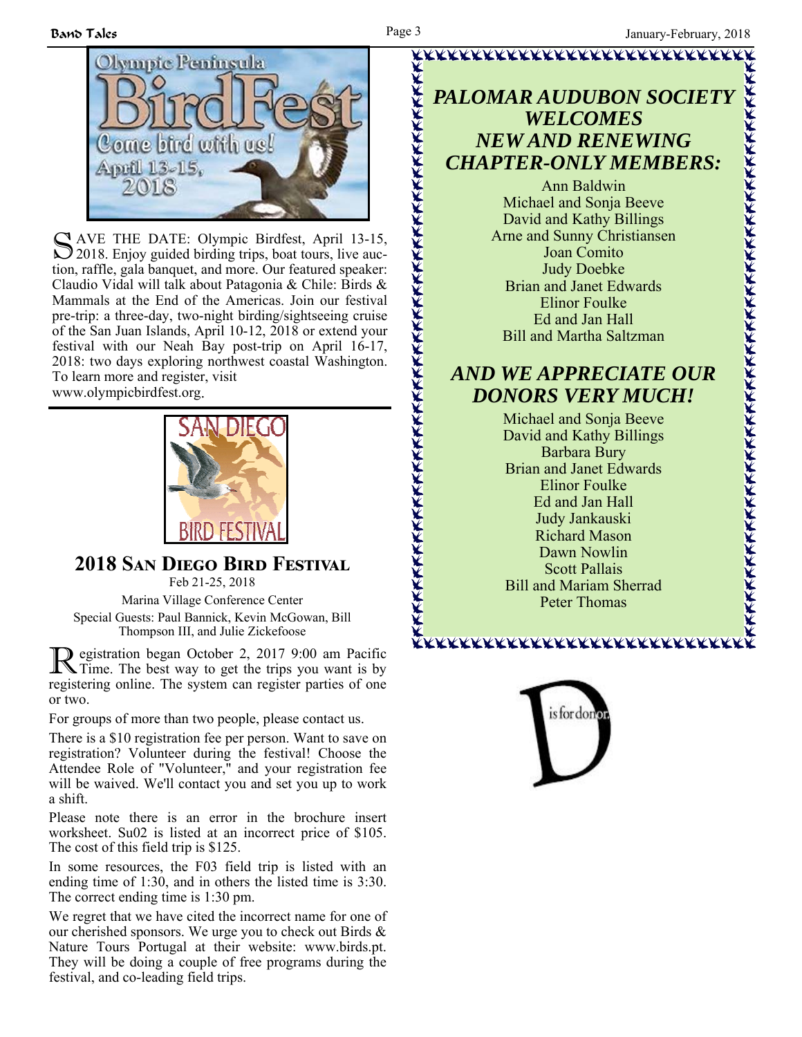SAVE THE DATE: Olympic Birdfest, April 13-15, 2018. Enjoy guided birding trips, boat tours, live auction, raffle, gala banquet, and more. Our featured speaker: Claudio Vidal will talk about Patagonia & Chile: Birds & Mammals at the End of the Americas. Join our festival pre-trip: a three-day, two-night birding/sightseeing cruise of the San Juan Islands, April 10-12, 2018 or extend your festival with our Neah Bay post-trip on April 16-17, 2018: two days exploring northwest coastal Washington. To learn more and register, visit www.olympicbirdfest.org.

## 2018 San Diego Bird Festival

Feb 21-25, 2018

Marina Village Conference Center

Special Guests: Paul Bannick, Kevin McGowan, Bill Thompson III, and Julie Zickefoose

Registration began October 2, 2017 9:00 am Pacific Time. The best way to get the trips you want is by registering online. The system can register parties of one or two.

For groups of more than two people, please contact us.

There is a $10 registration fee per person. Want to save on registration? Volunteer during the festival! Choose the Attendee Role of "Volunteer," and your registration fee will be waived. We'll contact you and set you up to work a shift.

Please note there is an error in the brochure insert worksheet. Su02 is listed at an incorrect price of $105. The cost of this field trip is $125.

In some resources, the F03 field trip is listed with an ending time of 1:30, and in others the listed time is 3:30. The correct ending time is 1:30 pm.

We regret that we have cited the incorrect name for one of our cherished sponsors. We urge you to check out Birds & Nature Tours Portugal at their website: www.birds.pt. They will be doing a couple of free programs during the festival, and co-leading field trips.

## *PALOMAR AUDUBON SOCIETY WELCOMES NEW AND RENEWING CHAPTER-ONLY MEMBERS:*

Ann Baldwin
Michael and Sonja Beeve
David and Kathy Billings
Arne and Sunny Christiansen
Joan Comito
Judy Doebke
Brian and Janet Edwards
Elinor Foulke
Ed and Jan Hall
Bill and Martha Saltzman

## *AND WE APPRECIATE OUR DONORS VERY MUCH!*

Michael and Sonja Beeve
David and Kathy Billings
Barbara Bury
Brian and Janet Edwards
Elinor Foulke
Ed and Jan Hall
Judy Jankauski
Richard Mason
Dawn Nowlin
Scott Pallais
Bill and Mariam Sherrad
Peter Thomas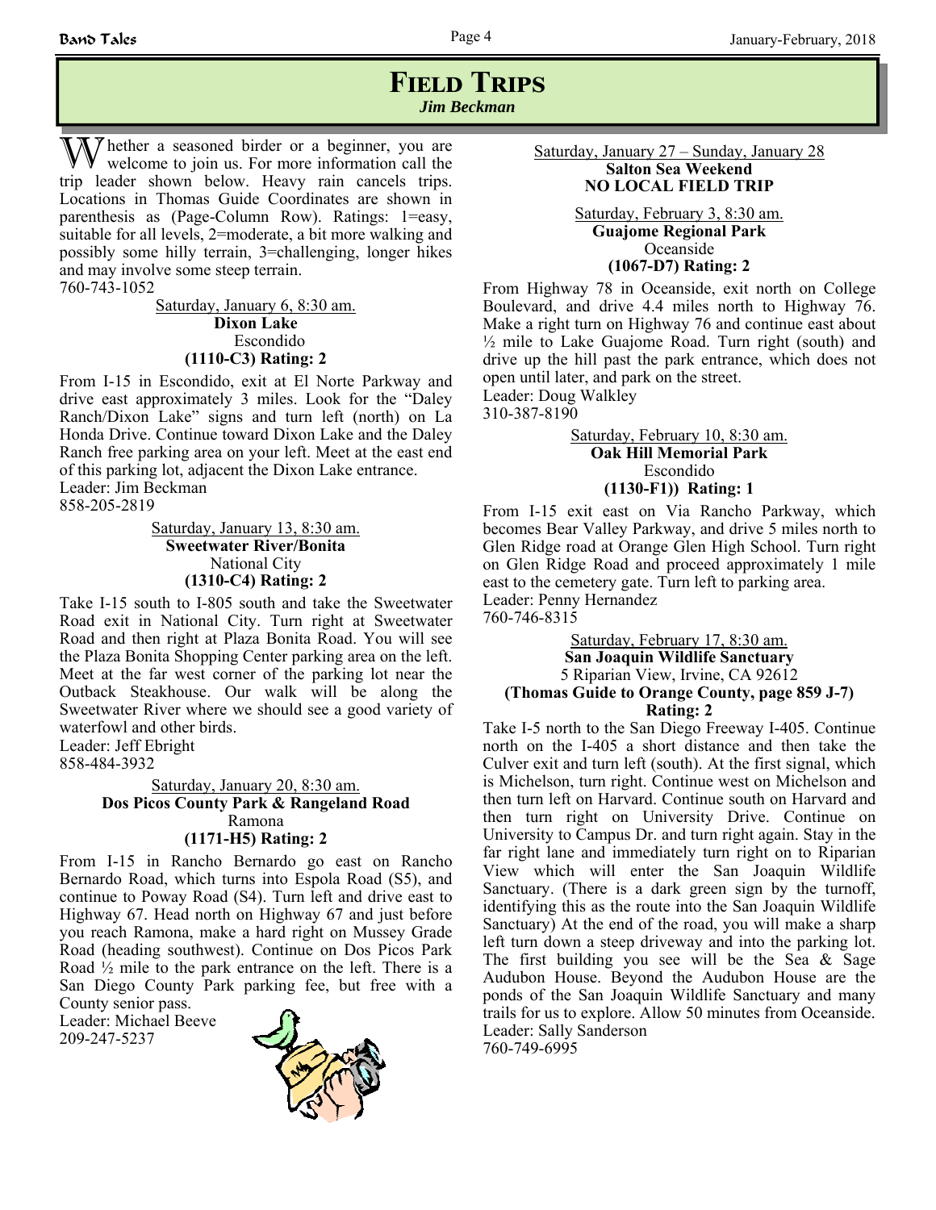# Field Trips

*Jim Beckman*

Whether a seasoned birder or a beginner, you are welcome to join us. For more information call the trip leader shown below. Heavy rain cancels trips. Locations in Thomas Guide Coordinates are shown in parenthesis as (Page-Column Row). Ratings: 1=easy, suitable for all levels, 2=moderate, a bit more walking and possibly some hilly terrain, 3=challenging, longer hikes and may involve some steep terrain.
760-743-1052

Saturday, January 6, 8:30 am.
**Dixon Lake**
Escondido
**(1110-C3) Rating: 2**

From I-15 in Escondido, exit at El Norte Parkway and drive east approximately 3 miles. Look for the "Daley Ranch/Dixon Lake" signs and turn left (north) on La Honda Drive. Continue toward Dixon Lake and the Daley Ranch free parking area on your left. Meet at the east end of this parking lot, adjacent the Dixon Lake entrance.
Leader: Jim Beckman
858-205-2819

Saturday, January 13, 8:30 am.
**Sweetwater River/Bonita**
National City
**(1310-C4) Rating: 2**

Take I-15 south to I-805 south and take the Sweetwater Road exit in National City. Turn right at Sweetwater Road and then right at Plaza Bonita Road. You will see the Plaza Bonita Shopping Center parking area on the left. Meet at the far west corner of the parking lot near the Outback Steakhouse. Our walk will be along the Sweetwater River where we should see a good variety of waterfowl and other birds.
Leader: Jeff Ebright
858-484-3932

Saturday, January 20, 8:30 am.
**Dos Picos County Park & Rangeland Road**
Ramona
**(1171-H5) Rating: 2**

From I-15 in Rancho Bernardo go east on Rancho Bernardo Road, which turns into Espola Road (S5), and continue to Poway Road (S4). Turn left and drive east to Highway 67. Head north on Highway 67 and just before you reach Ramona, make a hard right on Mussey Grade Road (heading southwest). Continue on Dos Picos Park Road ½ mile to the park entrance on the left. There is a San Diego County Park parking fee, but free with a County senior pass.
Leader: Michael Beeve
209-247-5237

Saturday, January 27 – Sunday, January 28
**Salton Sea Weekend**
**NO LOCAL FIELD TRIP**

Saturday, February 3, 8:30 am.
**Guajome Regional Park**
Oceanside
**(1067-D7) Rating: 2**

From Highway 78 in Oceanside, exit north on College Boulevard, and drive 4.4 miles north to Highway 76. Make a right turn on Highway 76 and continue east about ½ mile to Lake Guajome Road. Turn right (south) and drive up the hill past the park entrance, which does not open until later, and park on the street.
Leader: Doug Walkley
310-387-8190

Saturday, February 10, 8:30 am.
**Oak Hill Memorial Park**
Escondido
**(1130-F1)) Rating: 1**

From I-15 exit east on Via Rancho Parkway, which becomes Bear Valley Parkway, and drive 5 miles north to Glen Ridge road at Orange Glen High School. Turn right on Glen Ridge Road and proceed approximately 1 mile east to the cemetery gate. Turn left to parking area.
Leader: Penny Hernandez
760-746-8315

Saturday, February 17, 8:30 am.
**San Joaquin Wildlife Sanctuary**
5 Riparian View, Irvine, CA 92612
**(Thomas Guide to Orange County, page 859 J-7)**
**Rating: 2**

Take I-5 north to the San Diego Freeway I-405. Continue north on the I-405 a short distance and then take the Culver exit and turn left (south). At the first signal, which is Michelson, turn right. Continue west on Michelson and then turn left on Harvard. Continue south on Harvard and then turn right on University Drive. Continue on University to Campus Dr. and turn right again. Stay in the far right lane and immediately turn right on to Riparian View which will enter the San Joaquin Wildlife Sanctuary. (There is a dark green sign by the turnoff, identifying this as the route into the San Joaquin Wildlife Sanctuary) At the end of the road, you will make a sharp left turn down a steep driveway and into the parking lot. The first building you see will be the Sea & Sage Audubon House. Beyond the Audubon House are the ponds of the San Joaquin Wildlife Sanctuary and many trails for us to explore. Allow 50 minutes from Oceanside.
Leader: Sally Sanderson
760-749-6995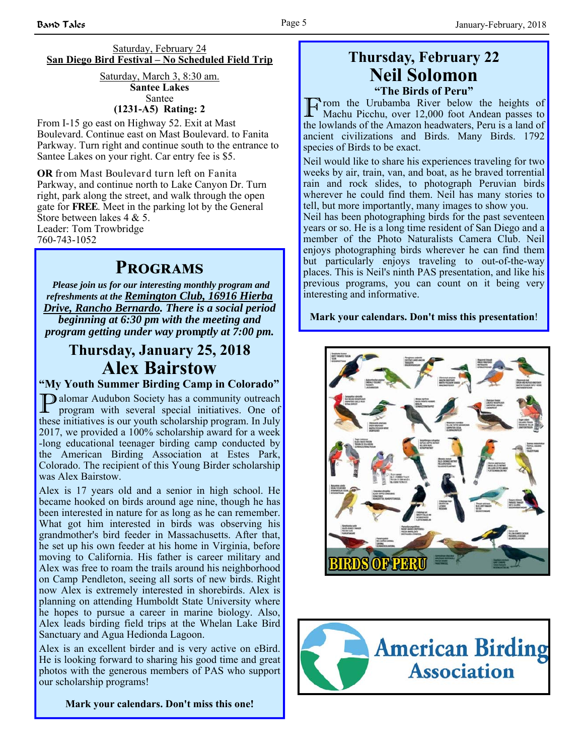Saturday, February 24

**San Diego Bird Festival – No Scheduled Field Trip**

Saturday, March 3, 8:30 am.

**Santee Lakes**

Santee

**(1231-A5) Rating: 2**

From I-15 go east on Highway 52. Exit at Mast Boulevard. Continue east on Mast Boulevard. to Fanita Parkway. Turn right and continue south to the entrance to Santee Lakes on your right. Car entry fee is $5.

**OR** from Mast Boulevard turn left on Fanita Parkway, and continue north to Lake Canyon Dr. Turn right, park along the street, and walk through the open gate for **FREE**. Meet in the parking lot by the General Store between lakes 4 & 5.

Leader: Tom Trowbridge

760-743-1052

## Programs

***Please join us for our interesting monthly program and refreshments at the Remington Club, 16916 Hierba Drive, Rancho Bernardo. There is a social period beginning at 6:30 pm with the meeting and program getting under way promptly at 7:00 pm.***

### Thursday, January 25, 2018
### Alex Bairstow
**"My Youth Summer Birding Camp in Colorado"**

Palomar Audubon Society has a community outreach program with several special initiatives. One of these initiatives is our youth scholarship program. In July 2017, we provided a 100% scholarship award for a week-long educational teenager birding camp conducted by the American Birding Association at Estes Park, Colorado. The recipient of this Young Birder scholarship was Alex Bairstow.

Alex is 17 years old and a senior in high school. He became hooked on birds around age nine, though he has been interested in nature for as long as he can remember. What got him interested in birds was observing his grandmother's bird feeder in Massachusetts. After that, he set up his own feeder at his home in Virginia, before moving to California. His father is career military and Alex was free to roam the trails around his neighborhood on Camp Pendleton, seeing all sorts of new birds. Right now Alex is extremely interested in shorebirds. Alex is planning on attending Humboldt State University where he hopes to pursue a career in marine biology. Also, Alex leads birding field trips at the Whelan Lake Bird Sanctuary and Agua Hedionda Lagoon.

Alex is an excellent birder and is very active on eBird. He is looking forward to sharing his good time and great photos with the generous members of PAS who support our scholarship programs!

**Mark your calendars. Don't miss this one!**

### Thursday, February 22
### Neil Solomon
**"The Birds of Peru"**

From the Urubamba River below the heights of Machu Picchu, over 12,000 foot Andean passes to the lowlands of the Amazon headwaters, Peru is a land of ancient civilizations and Birds. Many Birds. 1792 species of Birds to be exact.

Neil would like to share his experiences traveling for two weeks by air, train, van, and boat, as he braved torrential rain and rock slides, to photograph Peruvian birds wherever he could find them. Neil has many stories to tell, but more importantly, many images to show you.

Neil has been photographing birds for the past seventeen years or so. He is a long time resident of San Diego and a member of the Photo Naturalists Camera Club. Neil enjoys photographing birds wherever he can find them but particularly enjoys traveling to out-of-the-way places. This is Neil's ninth PAS presentation, and like his previous programs, you can count on it being very interesting and informative.

**Mark your calendars. Don't miss this presentation!**

BIRDS OF PERU

American Birding Association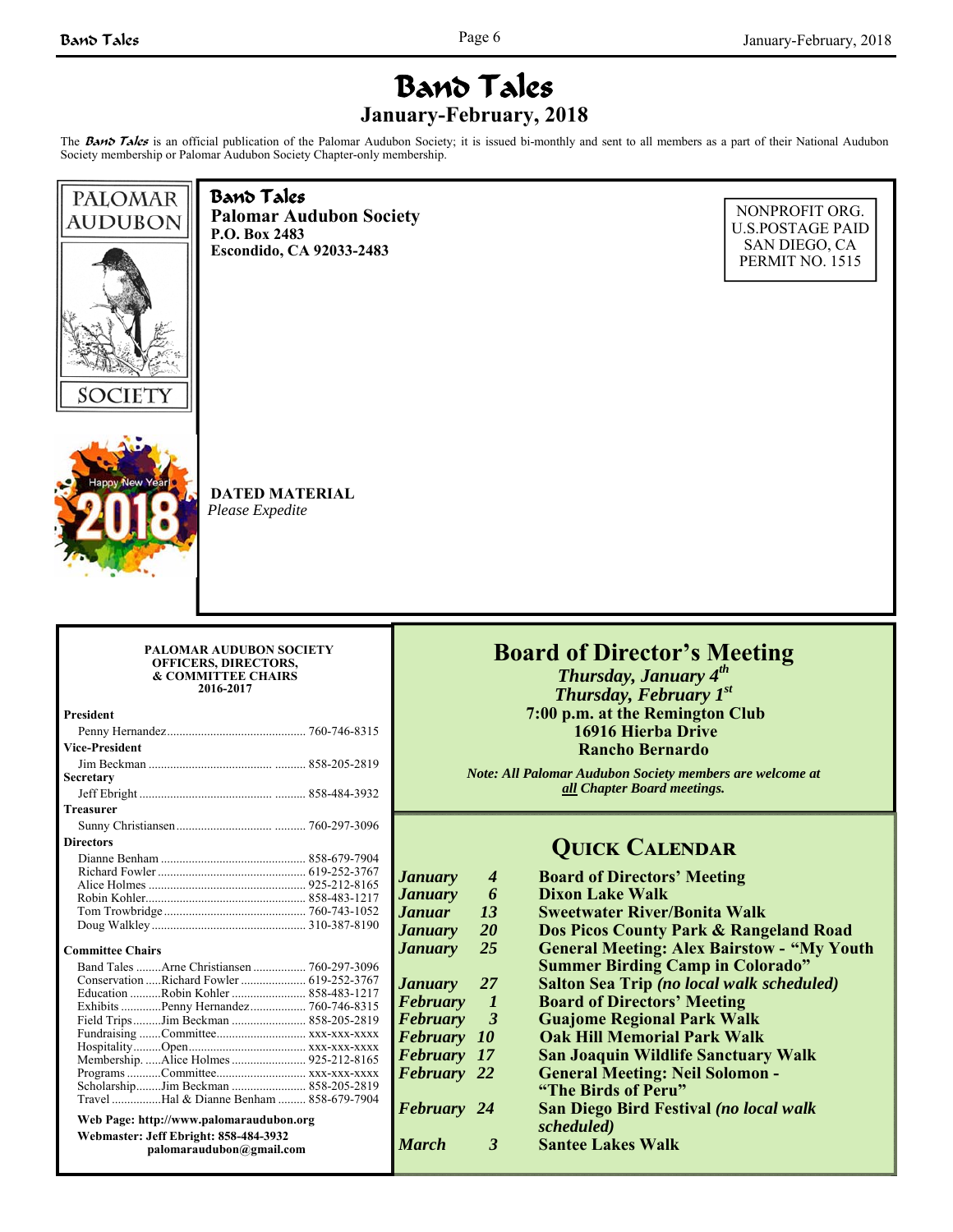# Band Tales

## January-February, 2018

The *Band Tales* is an official publication of the Palomar Audubon Society; it is issued bi-monthly and sent to all members as a part of their National Audubon Society membership or Palomar Audubon Society Chapter-only membership.

PALOMAR AUDUBON SOCIETY

**Band Tales**
**Palomar Audubon Society**
**P.O. Box 2483**
**Escondido, CA 92033-2483**

NONPROFIT ORG.
U.S.POSTAGE PAID
SAN DIEGO, CA
PERMIT NO. 1515

Happy New Year 2018

**DATED MATERIAL**
*Please Expedite*

**PALOMAR AUDUBON SOCIETY OFFICERS, DIRECTORS, & COMMITTEE CHAIRS 2016-2017**

**President**
Penny Hernandez ........ 760-746-8315

**Vice-President**
Jim Beckman ........ 858-205-2819

**Secretary**
Jeff Ebright ........ 858-484-3932

**Treasurer**
Sunny Christiansen ........ 760-297-3096

**Directors**
Dianne Benham ........ 858-679-7904
Richard Fowler ........ 619-252-3767
Alice Holmes ........ 925-212-8165
Robin Kohler........ 858-483-1217
Tom Trowbridge ........ 760-743-1052
Doug Walkley ........ 310-387-8190

**Committee Chairs**
Band Tales ........Arne Christiansen ........ 760-297-3096
Conservation .....Richard Fowler ........ 619-252-3767
Education ..........Robin Kohler ........ 858-483-1217
Exhibits .............Penny Hernandez........ 760-746-8315
Field Trips.........Jim Beckman ........ 858-205-2819
Fundraising .......Committee........ xxx-xxx-xxxx
Hospitality.........Open........ xxx-xxx-xxxx
Membership. .....Alice Holmes ........ 925-212-8165
Programs ...........Committee........ xxx-xxx-xxxx
Scholarship........Jim Beckman ........ 858-205-2819
Travel ................Hal & Dianne Benham ........ 858-679-7904

**Web Page: http://www.palomaraudubon.org**
**Webmaster: Jeff Ebright: 858-484-3932**
**palomaraudubon@gmail.com**

## Board of Director's Meeting

***Thursday, January 4th***
***Thursday, February 1st***
**7:00 p.m. at the Remington Club**
**16916 Hierba Drive**
**Rancho Bernardo**

*Note: All Palomar Audubon Society members are welcome at all Chapter Board meetings.*

## Quick Calendar

| | | |
|---|---|---|
| ***January*** | ***4*** | **Board of Directors' Meeting** |
| ***January*** | ***6*** | **Dixon Lake Walk** |
| ***Januar*** | ***13*** | **Sweetwater River/Bonita Walk** |
| ***January*** | ***20*** | **Dos Picos County Park & Rangeland Road** |
| ***January*** | ***25*** | **General Meeting: Alex Bairstow - "My Youth Summer Birding Camp in Colorado"** |
| ***January*** | ***27*** | **Salton Sea Trip *(no local walk scheduled)*** |
| ***February*** | ***1*** | **Board of Directors' Meeting** |
| ***February*** | ***3*** | **Guajome Regional Park Walk** |
| ***February*** | ***10*** | **Oak Hill Memorial Park Walk** |
| ***February*** | ***17*** | **San Joaquin Wildlife Sanctuary Walk** |
| ***February*** | ***22*** | **General Meeting: Neil Solomon - "The Birds of Peru"** |
| ***February*** | ***24*** | **San Diego Bird Festival *(no local walk scheduled)*** |
| ***March*** | ***3*** | **Santee Lakes Walk** |